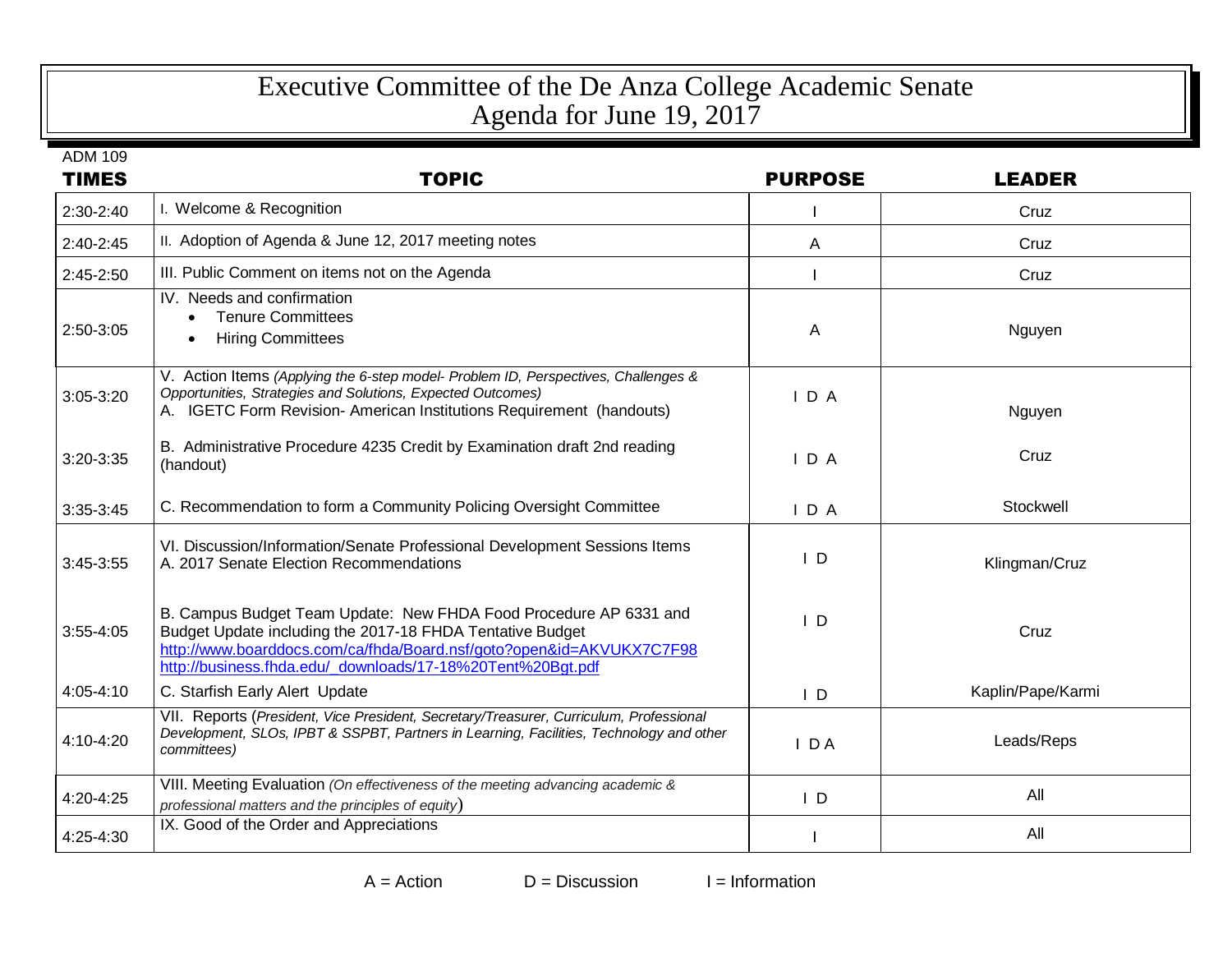# Executive Committee of the De Anza College Academic Senate
## Agenda for June 19, 2017

ADM 109

| TIMES | TOPIC | PURPOSE | LEADER |
|---|---|---|---|
| 2:30-2:40 | I. Welcome & Recognition | I | Cruz |
| 2:40-2:45 | II. Adoption of Agenda & June 12, 2017 meeting notes | A | Cruz |
| 2:45-2:50 | III. Public Comment on items not on the Agenda | I | Cruz |
| 2:50-3:05 | IV. Needs and confirmation<br>• Tenure Committees<br>• Hiring Committees | A | Nguyen |
| 3:05-3:20 | V. Action Items *(Applying the 6-step model- Problem ID, Perspectives, Challenges & Opportunities, Strategies and Solutions, Expected Outcomes)*<br>A. IGETC Form Revision- American Institutions Requirement (handouts) | I D A | Nguyen |
| 3:20-3:35 | B. Administrative Procedure 4235 Credit by Examination draft 2nd reading (handout) | I D A | Cruz |
| 3:35-3:45 | C. Recommendation to form a Community Policing Oversight Committee | I D A | Stockwell |
| 3:45-3:55 | VI. Discussion/Information/Senate Professional Development Sessions Items<br>A. 2017 Senate Election Recommendations | I D | Klingman/Cruz |
| 3:55-4:05 | B. Campus Budget Team Update: New FHDA Food Procedure AP 6331 and Budget Update including the 2017-18 FHDA Tentative Budget<br>http://www.boarddocs.com/ca/fhda/Board.nsf/goto?open&id=AKVUKX7C7F98<br>http://business.fhda.edu/_downloads/17-18%20Tent%20Bgt.pdf | I D | Cruz |
| 4:05-4:10 | C. Starfish Early Alert Update | I D | Kaplin/Pape/Karmi |
| 4:10-4:20 | VII. Reports (*President, Vice President, Secretary/Treasurer, Curriculum, Professional Development, SLOs, IPBT & SSPBT, Partners in Learning, Facilities, Technology and other committees)* | I D A | Leads/Reps |
| 4:20-4:25 | VIII. Meeting Evaluation *(On effectiveness of the meeting advancing academic & professional matters and the principles of equity)* | I D | All |
| 4:25-4:30 | IX. Good of the Order and Appreciations | I | All |

A = Action D = Discussion I = Information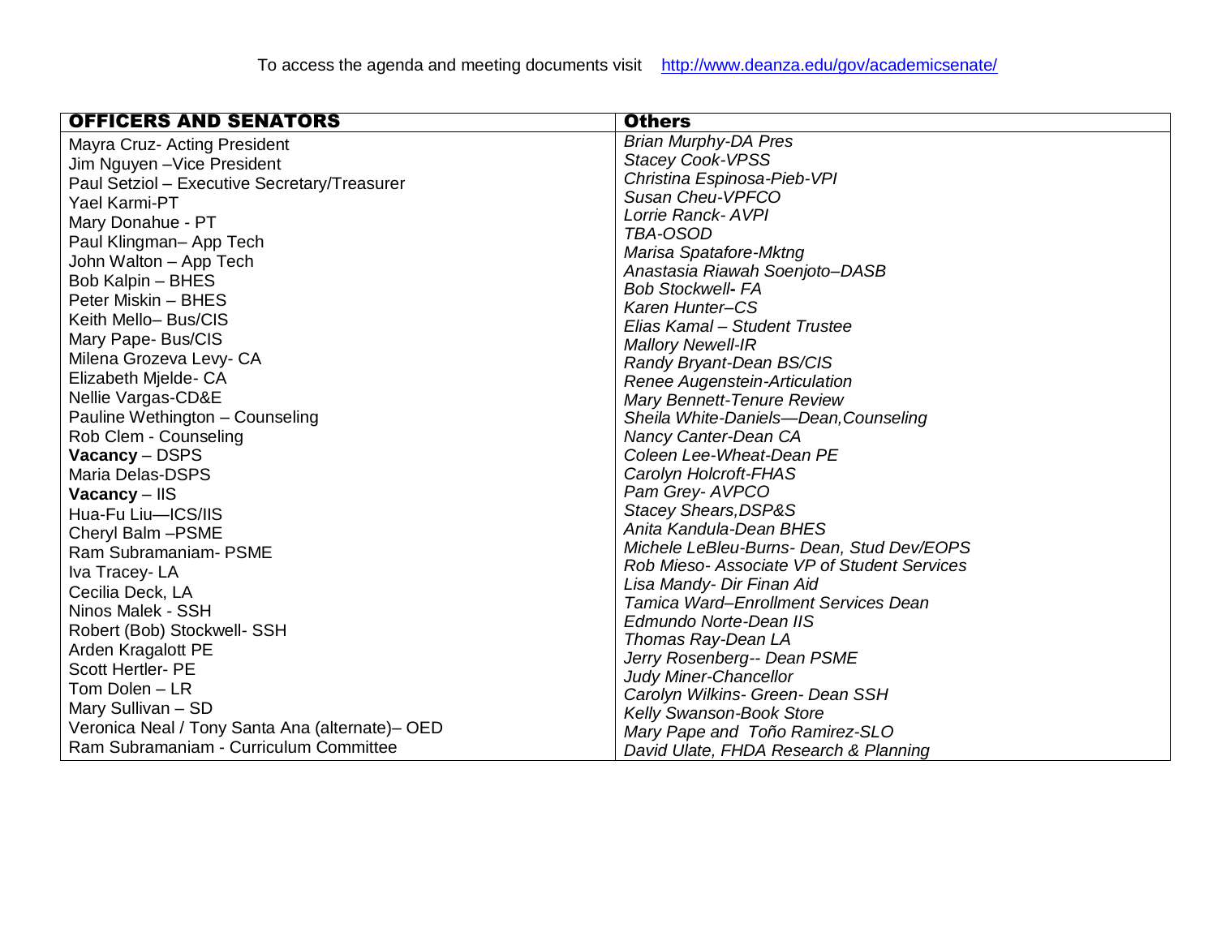To access the agenda and meeting documents visit http://www.deanza.edu/gov/academicsenate/

| OFFICERS AND SENATORS | Others |
|---|---|
| Mayra Cruz- Acting President | *Brian Murphy-DA Pres* |
| Jim Nguyen –Vice President | *Stacey Cook-VPSS* |
| Paul Setziol – Executive Secretary/Treasurer | *Christina Espinosa-Pieb-VPI* |
| Yael Karmi-PT | *Susan Cheu-VPFCO* |
| Mary Donahue - PT | *Lorrie Ranck- AVPI* |
| Paul Klingman– App Tech | *TBA-OSOD* |
| John Walton – App Tech | *Marisa Spatafore-Mktng* |
| Bob Kalpin – BHES | *Anastasia Riawah Soenjoto–DASB* |
| Peter Miskin – BHES | *Bob Stockwell- FA* |
| Keith Mello– Bus/CIS | *Karen Hunter–CS* |
| Mary Pape- Bus/CIS | *Elias Kamal – Student Trustee* |
| Milena Grozeva Levy- CA | *Mallory Newell-IR* |
| Elizabeth Mjelde- CA | *Randy Bryant-Dean BS/CIS* |
| Nellie Vargas-CD&E | *Renee Augenstein-Articulation* |
| Pauline Wethington – Counseling | *Mary Bennett-Tenure Review* |
| Rob Clem - Counseling | *Sheila White-Daniels—Dean,Counseling* |
| **Vacancy** – DSPS | *Nancy Canter-Dean CA* |
| Maria Delas-DSPS | *Coleen Lee-Wheat-Dean PE* |
| **Vacancy** – IIS | *Carolyn Holcroft-FHAS* |
| Hua-Fu Liu—ICS/IIS | *Pam Grey- AVPCO* |
| Cheryl Balm –PSME | *Stacey Shears,DSP&S* |
| Ram Subramaniam- PSME | *Anita Kandula-Dean BHES* |
| Iva Tracey- LA | *Michele LeBleu-Burns- Dean, Stud Dev/EOPS* |
| Cecilia Deck, LA | *Rob Mieso- Associate VP of Student Services* |
| Ninos Malek - SSH | *Lisa Mandy- Dir Finan Aid* |
| Robert (Bob) Stockwell- SSH | *Tamica Ward–Enrollment Services Dean* |
| Arden Kragalott PE | *Edmundo Norte-Dean IIS* |
| Scott Hertler- PE | *Thomas Ray-Dean LA* |
| Tom Dolen – LR | *Jerry Rosenberg-- Dean PSME* |
| Mary Sullivan – SD | *Judy Miner-Chancellor* |
| Veronica Neal / Tony Santa Ana (alternate)– OED | *Carolyn Wilkins- Green- Dean SSH* |
| Ram Subramaniam - Curriculum Committee | *Kelly Swanson-Book Store* |
| | *Mary Pape and Toño Ramirez-SLO* |
| | *David Ulate, FHDA Research & Planning* |